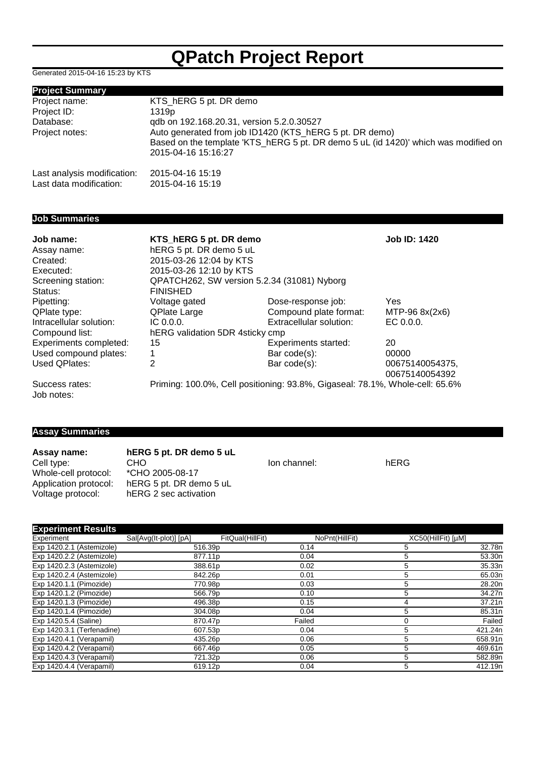# QPatch Project Report

Generated 2015-04-16 15:23 by KTS

## Project Summary

| | |
|---|---|
| Project name: | KTS_hERG 5 pt. DR demo |
| Project ID: | 1319p |
| Database: | qdb on 192.168.20.31, version 5.2.0.30527 |
| Project notes: | Auto generated from job ID1420 (KTS_hERG 5 pt. DR demo) Based on the template 'KTS_hERG 5 pt. DR demo 5 uL (id 1420)' which was modified on 2015-04-16 15:16:27 |
| Last analysis modification: | 2015-04-16 15:19 |
| Last data modification: | 2015-04-16 15:19 |

## Job Summaries

| | | | |
|---|---|---|---|
| **Job name:** | **KTS_hERG 5 pt. DR demo** | | **Job ID: 1420** |
| Assay name: | hERG 5 pt. DR demo 5 uL | | |
| Created: | 2015-03-26 12:04 by KTS | | |
| Executed: | 2015-03-26 12:10 by KTS | | |
| Screening station: | QPATCH262, SW version 5.2.34 (31081) Nyborg | | |
| Status: | FINISHED | | |
| Pipetting: | Voltage gated | Dose-response job: | Yes |
| QPlate type: | QPlate Large | Compound plate format: | MTP-96 8x(2x6) |
| Intracellular solution: | IC 0.0.0. | Extracellular solution: | EC 0.0.0. |
| Compound list: | hERG validation 5DR 4sticky cmp | | |
| Experiments completed: | 15 | Experiments started: | 20 |
| Used compound plates: | 1 | Bar code(s): | 00000 |
| Used QPlates: | 2 | Bar code(s): | 00675140054375, 00675140054392 |
| Success rates: | Priming: 100.0%, Cell positioning: 93.8%, Gigaseal: 78.1%, Whole-cell: 65.6% | | |
| Job notes: | | | |

## Assay Summaries

| | | | |
|---|---|---|---|
| **Assay name:** | **hERG 5 pt. DR demo 5 uL** | | |
| Cell type: | CHO | Ion channel: | hERG |
| Whole-cell protocol: | *CHO 2005-08-17 | | |
| Application protocol: | hERG 5 pt. DR demo 5 uL | | |
| Voltage protocol: | hERG 2 sec activation | | |

## Experiment Results

| Experiment | Sal[Avg(It-plot)] [pA] | FitQual(HillFit) | NoPnt(HillFit) | XC50(HillFit) [µM] |
|---|---|---|---|---|
| Exp 1420.2.1 (Astemizole) | 516.39p | 0.14 | 5 | 32.78n |
| Exp 1420.2.2 (Astemizole) | 877.11p | 0.04 | 5 | 53.30n |
| Exp 1420.2.3 (Astemizole) | 388.61p | 0.02 | 5 | 35.33n |
| Exp 1420.2.4 (Astemizole) | 842.26p | 0.01 | 5 | 65.03n |
| Exp 1420.1.1 (Pimozide) | 770.98p | 0.03 | 5 | 28.20n |
| Exp 1420.1.2 (Pimozide) | 566.79p | 0.10 | 5 | 34.27n |
| Exp 1420.1.3 (Pimozide) | 496.38p | 0.15 | 4 | 37.21n |
| Exp 1420.1.4 (Pimozide) | 304.08p | 0.04 | 5 | 85.31n |
| Exp 1420.5.4 (Saline) | 870.47p | Failed | 0 | Failed |
| Exp 1420.3.1 (Terfenadine) | 607.53p | 0.04 | 5 | 421.24n |
| Exp 1420.4.1 (Verapamil) | 435.26p | 0.06 | 5 | 658.91n |
| Exp 1420.4.2 (Verapamil) | 667.46p | 0.05 | 5 | 469.61n |
| Exp 1420.4.3 (Verapamil) | 721.32p | 0.06 | 5 | 582.89n |
| Exp 1420.4.4 (Verapamil) | 619.12p | 0.04 | 5 | 412.19n |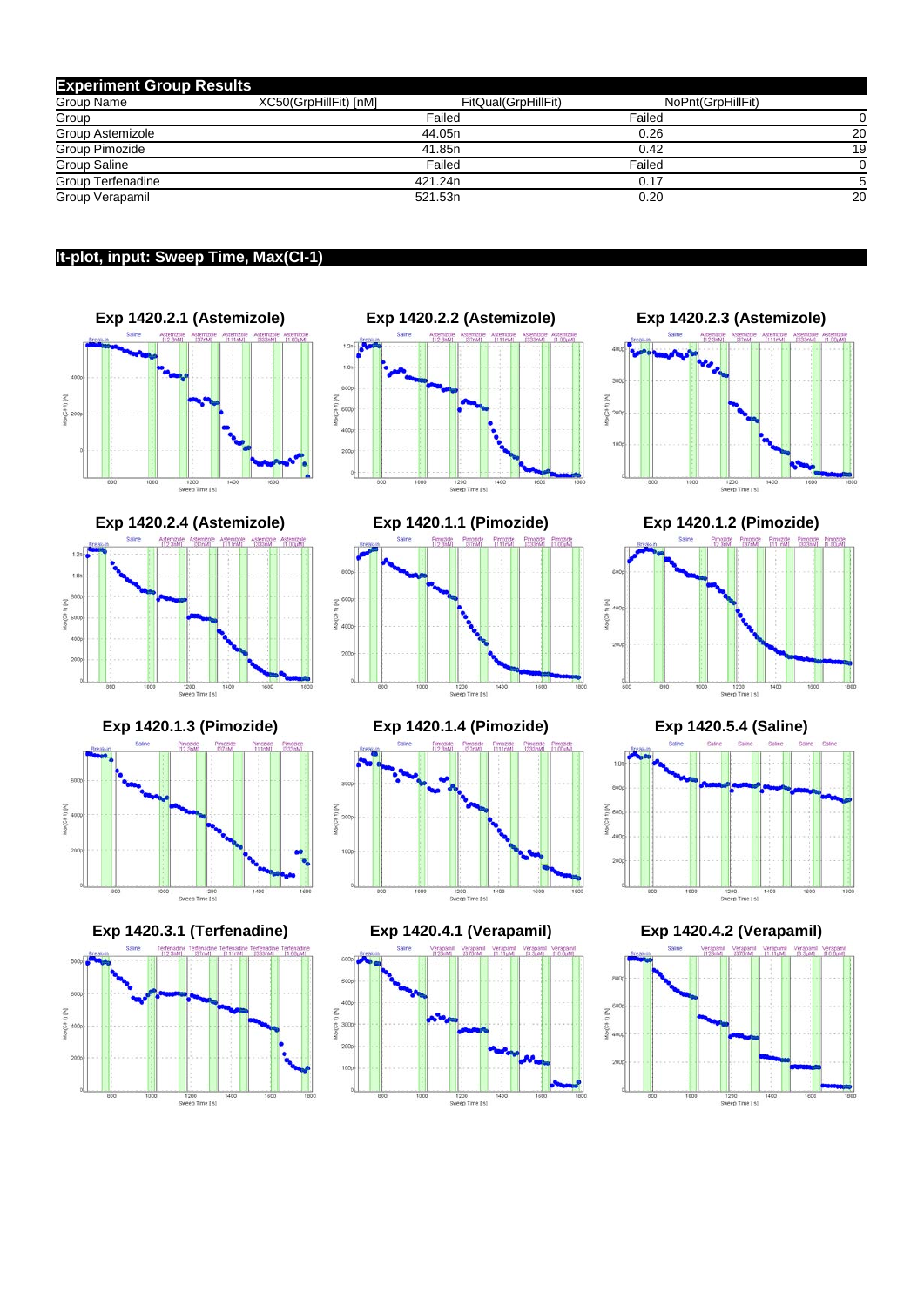## Experiment Group Results

| Group Name | XC50(GrpHillFit) [nM] | FitQual(GrpHillFit) | NoPnt(GrpHillFit) |
|---|---|---|---|
| Group | Failed | Failed | 0 |
| Group Astemizole | 44.05n | 0.26 | 20 |
| Group Pimozide | 41.85n | 0.42 | 19 |
| Group Saline | Failed | Failed | 0 |
| Group Terfenadine | 421.24n | 0.17 | 5 |
| Group Verapamil | 521.53n | 0.20 | 20 |

## It-plot, input: Sweep Time, Max(Cl-1)

**Exp 1420.2.1 (Astemizole)**

**Exp 1420.2.2 (Astemizole)**

**Exp 1420.2.3 (Astemizole)**

**Exp 1420.2.4 (Astemizole)**

**Exp 1420.1.1 (Pimozide)**

**Exp 1420.1.2 (Pimozide)**

**Exp 1420.1.3 (Pimozide)**

**Exp 1420.1.4 (Pimozide)**

**Exp 1420.5.4 (Saline)**

**Exp 1420.3.1 (Terfenadine)**

**Exp 1420.4.1 (Verapamil)**

**Exp 1420.4.2 (Verapamil)**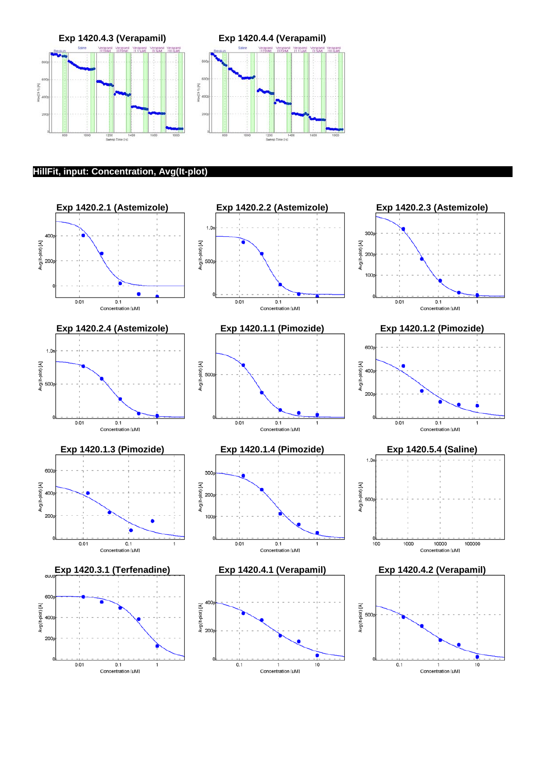## Exp 1420.4.3 (Verapamil)

Breakin Saline Verapamil [123nM] Verapamil [370nM] Verapamil [1.1uM] Verapamil [3.3uM] Verapamil [10.0uM]

800p
600p
400p
200p
0

Max(Ch 1) [A]

800 1000 1200 1400 1600 1800

Sweep Time [ s]

## Exp 1420.4.4 (Verapamil)

Breakin Saline Verapamil [123nM] Verapamil [370nM] Verapamil [1.1uM] Verapamil [3.3uM] Verapamil [10.0uM]

800p
600p
400p
200p
0

Max(Ch 1) [A]

800 1000 1200 1400 1600 1800

Sweep Time [ s]

## HillFit, input: Concentration, Avg(It-plot)

### Exp 1420.2.1 (Astemizole)

Avg(It-plot) [A]

400p
200p
0

0.01 0.1 1

Concentration [uM]

### Exp 1420.2.2 (Astemizole)

Avg(It-plot) [A]

1.0n
500p
0

0.01 0.1 1

Concentration [uM]

### Exp 1420.2.3 (Astemizole)

Avg(It-plot) [A]

300p
200p
100p
0

0.01 0.1 1

Concentration [uM]

### Exp 1420.2.4 (Astemizole)

Avg(It-plot) [A]

1.0n
500p
0

0.01 0.1 1

Concentration [uM]

### Exp 1420.1.1 (Pimozide)

Avg(It-plot) [A]

500p
0

0.01 0.1 1

Concentration [uM]

### Exp 1420.1.2 (Pimozide)

Avg(It-plot) [A]

600p
400p
200p
0

0.01 0.1 1

Concentration [uM]

### Exp 1420.1.3 (Pimozide)

Avg(It-plot) [A]

600p
400p
200p
0

0.01 0.1 1

Concentration [uM]

### Exp 1420.1.4 (Pimozide)

Avg(It-plot) [A]

300p
200p
100p
0

0.01 0.1 1

Concentration [uM]

### Exp 1420.5.4 (Saline)

Avg(It-plot) [A]

1.0n
500p
0

100 1000 10000 100000

Concentration [uM]

### Exp 1420.3.1 (Terfenadine)

Avg(It-plot) [A]

800p
600p
400p
200p
0

0.01 0.1 1

Concentration [uM]

### Exp 1420.4.1 (Verapamil)

Avg(It-plot) [A]

400p
200p
0

0.1 1 10

Concentration [uM]

### Exp 1420.4.2 (Verapamil)

Avg(It-plot) [A]

500p
0

0.1 1 10

Concentration [uM]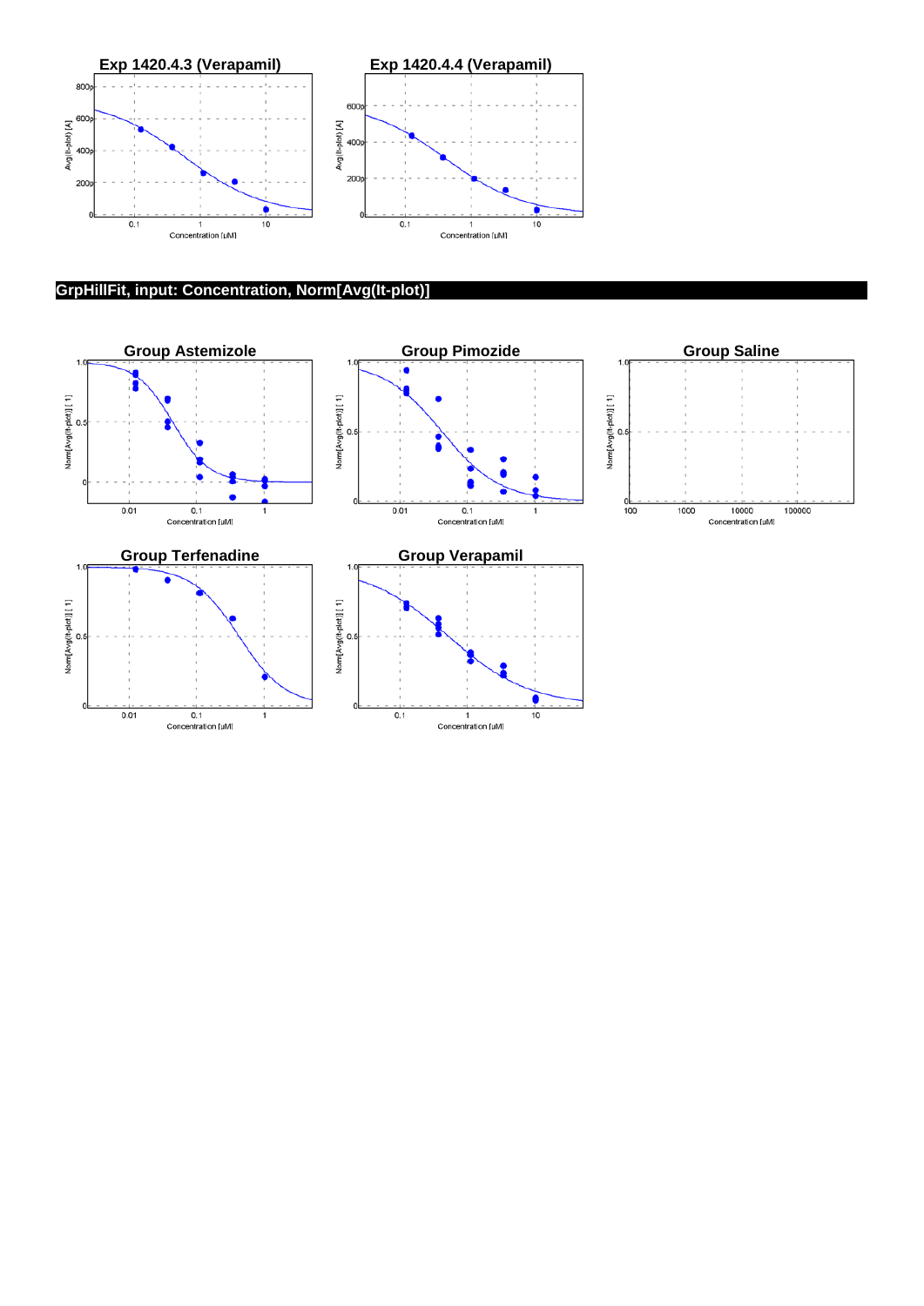Exp 1420.4.3 (Verapamil)

800p
600p
400p
200p
0
Avg(It-plot) [A]
0.1
1
10
Concentration [uM]

Exp 1420.4.4 (Verapamil)

600p
400p
200p
0
Avg(It-plot) [A]
0.1
1
10
Concentration [uM]

## GrpHillFit, input: Concentration, Norm[Avg(It-plot)]

Group Astemizole

1.0
0.5
0
Norm[Avg(It-plot)] [ 1]
0.01
0.1
1
Concentration [uM]

Group Pimozide

1.0
0.5
0
Norm[Avg(It-plot)] [ 1]
0.01
0.1
1
Concentration [uM]

Group Saline

1.0
0.5
0
Norm[Avg(It-plot)] [ 1]
100
1000
10000
100000
Concentration [uM]

Group Terfenadine

1.0
0.5
0
Norm[Avg(It-plot)] [ 1]
0.01
0.1
1
Concentration [uM]

Group Verapamil

1.0
0.5
0
Norm[Avg(It-plot)] [ 1]
0.1
1
10
Concentration [uM]